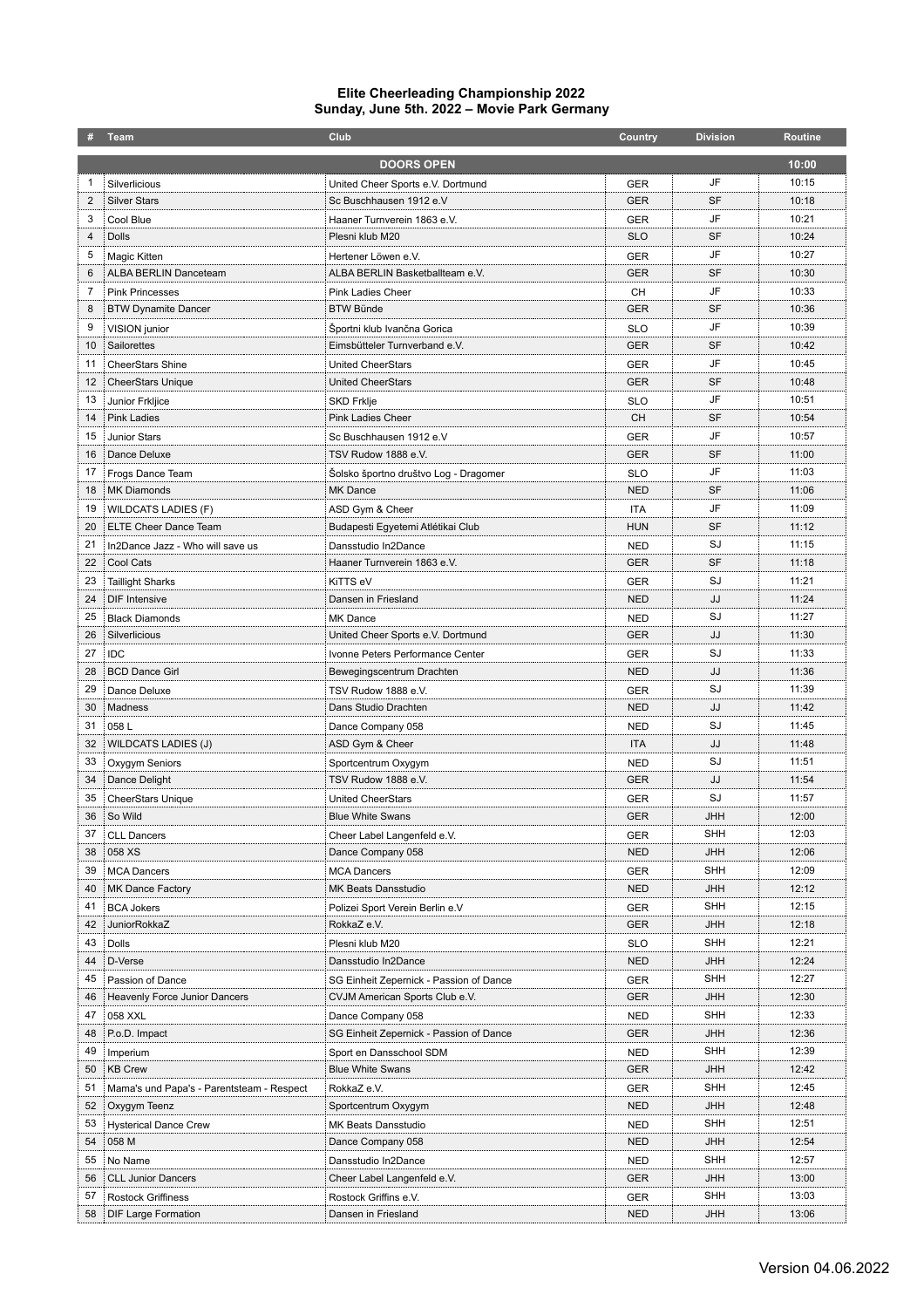# Elite Cheerleading Championship 2022
## Sunday, June 5th. 2022 – Movie Park Germany

| # | Team | Club | Country | Division | Routine |
|---|---|---|---|---|---|
| | | **DOORS OPEN** | | | **10:00** |
| 1 | Silverlicious | United Cheer Sports e.V. Dortmund | GER | JF | 10:15 |
| 2 | Silver Stars | Sc Buschhausen 1912 e.V | GER | SF | 10:18 |
| 3 | Cool Blue | Haaner Turnverein 1863 e.V. | GER | JF | 10:21 |
| 4 | Dolls | Plesni klub M20 | SLO | SF | 10:24 |
| 5 | Magic Kitten | Hertener Löwen e.V. | GER | JF | 10:27 |
| 6 | ALBA BERLIN Danceteam | ALBA BERLIN Basketballteam e.V. | GER | SF | 10:30 |
| 7 | Pink Princesses | Pink Ladies Cheer | CH | JF | 10:33 |
| 8 | BTW Dynamite Dancer | BTW Bünde | GER | SF | 10:36 |
| 9 | VISION junior | Športni klub Ivančna Gorica | SLO | JF | 10:39 |
| 10 | Sailorettes | Eimsbütteler Turnverband e.V. | GER | SF | 10:42 |
| 11 | CheerStars Shine | United CheerStars | GER | JF | 10:45 |
| 12 | CheerStars Unique | United CheerStars | GER | SF | 10:48 |
| 13 | Junior Frkljice | SKD Frklje | SLO | JF | 10:51 |
| 14 | Pink Ladies | Pink Ladies Cheer | CH | SF | 10:54 |
| 15 | Junior Stars | Sc Buschhausen 1912 e.V | GER | JF | 10:57 |
| 16 | Dance Deluxe | TSV Rudow 1888 e.V. | GER | SF | 11:00 |
| 17 | Frogs Dance Team | Šolsko športno društvo Log - Dragomer | SLO | JF | 11:03 |
| 18 | MK Diamonds | MK Dance | NED | SF | 11:06 |
| 19 | WILDCATS LADIES (F) | ASD Gym & Cheer | ITA | JF | 11:09 |
| 20 | ELTE Cheer Dance Team | Budapesti Egyetemi Atlétikai Club | HUN | SF | 11:12 |
| 21 | In2Dance Jazz - Who will save us | Dansstudio In2Dance | NED | SJ | 11:15 |
| 22 | Cool Cats | Haaner Turnverein 1863 e.V. | GER | SF | 11:18 |
| 23 | Taillight Sharks | KiTTS eV | GER | SJ | 11:21 |
| 24 | DIF Intensive | Dansen in Friesland | NED | JJ | 11:24 |
| 25 | Black Diamonds | MK Dance | NED | SJ | 11:27 |
| 26 | Silverlicious | United Cheer Sports e.V. Dortmund | GER | JJ | 11:30 |
| 27 | IDC | Ivonne Peters Performance Center | GER | SJ | 11:33 |
| 28 | BCD Dance Girl | Bewegingscentrum Drachten | NED | JJ | 11:36 |
| 29 | Dance Deluxe | TSV Rudow 1888 e.V. | GER | SJ | 11:39 |
| 30 | Madness | Dans Studio Drachten | NED | JJ | 11:42 |
| 31 | 058 L | Dance Company 058 | NED | SJ | 11:45 |
| 32 | WILDCATS LADIES (J) | ASD Gym & Cheer | ITA | JJ | 11:48 |
| 33 | Oxygym Seniors | Sportcentrum Oxygym | NED | SJ | 11:51 |
| 34 | Dance Delight | TSV Rudow 1888 e.V. | GER | JJ | 11:54 |
| 35 | CheerStars Unique | United CheerStars | GER | SJ | 11:57 |
| 36 | So Wild | Blue White Swans | GER | JHH | 12:00 |
| 37 | CLL Dancers | Cheer Label Langenfeld e.V. | GER | SHH | 12:03 |
| 38 | 058 XS | Dance Company 058 | NED | JHH | 12:06 |
| 39 | MCA Dancers | MCA Dancers | GER | SHH | 12:09 |
| 40 | MK Dance Factory | MK Beats Dansstudio | NED | JHH | 12:12 |
| 41 | BCA Jokers | Polizei Sport Verein Berlin e.V | GER | SHH | 12:15 |
| 42 | JuniorRokkaZ | RokkaZ e.V. | GER | JHH | 12:18 |
| 43 | Dolls | Plesni klub M20 | SLO | SHH | 12:21 |
| 44 | D-Verse | Dansstudio In2Dance | NED | JHH | 12:24 |
| 45 | Passion of Dance | SG Einheit Zepernick - Passion of Dance | GER | SHH | 12:27 |
| 46 | Heavenly Force Junior Dancers | CVJM American Sports Club e.V. | GER | JHH | 12:30 |
| 47 | 058 XXL | Dance Company 058 | NED | SHH | 12:33 |
| 48 | P.o.D. Impact | SG Einheit Zepernick - Passion of Dance | GER | JHH | 12:36 |
| 49 | Imperium | Sport en Dansschool SDM | NED | SHH | 12:39 |
| 50 | KB Crew | Blue White Swans | GER | JHH | 12:42 |
| 51 | Mama's und Papa's - Parentsteam - Respect | RokkaZ e.V. | GER | SHH | 12:45 |
| 52 | Oxygym Teenz | Sportcentrum Oxygym | NED | JHH | 12:48 |
| 53 | Hysterical Dance Crew | MK Beats Dansstudio | NED | SHH | 12:51 |
| 54 | 058 M | Dance Company 058 | NED | JHH | 12:54 |
| 55 | No Name | Dansstudio In2Dance | NED | SHH | 12:57 |
| 56 | CLL Junior Dancers | Cheer Label Langenfeld e.V. | GER | JHH | 13:00 |
| 57 | Rostock Griffiness | Rostock Griffins e.V. | GER | SHH | 13:03 |
| 58 | DIF Large Formation | Dansen in Friesland | NED | JHH | 13:06 |

Version 04.06.2022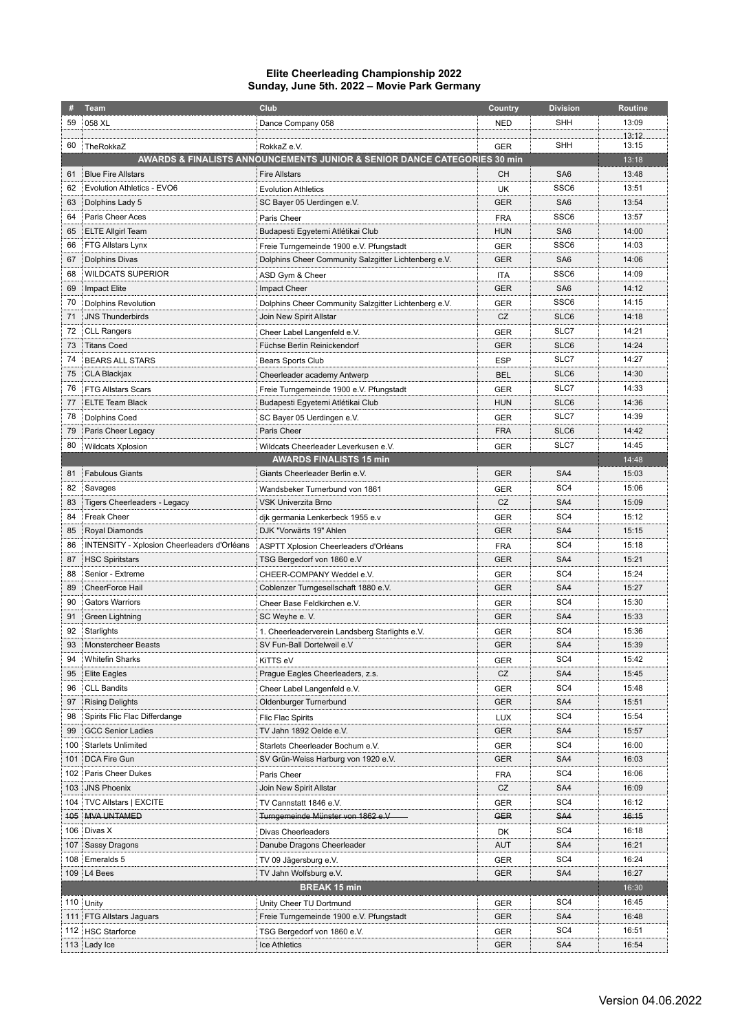# Elite Cheerleading Championship 2022

## Sunday, June 5th. 2022 – Movie Park Germany

| # | Team | Club | Country | Division | Routine |
|---|---|---|---|---|---|
| 59 | 058 XL | Dance Company 058 | NED | SHH | 13:09 |
| | | | | | 13:12 |
| 60 | TheRokkaZ | RokkaZ e.V. | GER | SHH | 13:15 |
| | **AWARDS & FINALISTS ANNOUNCEMENTS JUNIOR & SENIOR DANCE CATEGORIES 30 min** | | | | 13:18 |
| 61 | Blue Fire Allstars | Fire Allstars | CH | SA6 | 13:48 |
| 62 | Evolution Athletics - EVO6 | Evolution Athletics | UK | SSC6 | 13:51 |
| 63 | Dolphins Lady 5 | SC Bayer 05 Uerdingen e.V. | GER | SA6 | 13:54 |
| 64 | Paris Cheer Aces | Paris Cheer | FRA | SSC6 | 13:57 |
| 65 | ELTE Allgirl Team | Budapesti Egyetemi Atlétikai Club | HUN | SA6 | 14:00 |
| 66 | FTG Allstars Lynx | Freie Turngemeinde 1900 e.V. Pfungstadt | GER | SSC6 | 14:03 |
| 67 | Dolphins Divas | Dolphins Cheer Community Salzgitter Lichtenberg e.V. | GER | SA6 | 14:06 |
| 68 | WILDCATS SUPERIOR | ASD Gym & Cheer | ITA | SSC6 | 14:09 |
| 69 | Impact Elite | Impact Cheer | GER | SA6 | 14:12 |
| 70 | Dolphins Revolution | Dolphins Cheer Community Salzgitter Lichtenberg e.V. | GER | SSC6 | 14:15 |
| 71 | JNS Thunderbirds | Join New Spirit Allstar | CZ | SLC6 | 14:18 |
| 72 | CLL Rangers | Cheer Label Langenfeld e.V. | GER | SLC7 | 14:21 |
| 73 | Titans Coed | Füchse Berlin Reinickendorf | GER | SLC6 | 14:24 |
| 74 | BEARS ALL STARS | Bears Sports Club | ESP | SLC7 | 14:27 |
| 75 | CLA Blackjax | Cheerleader academy Antwerp | BEL | SLC6 | 14:30 |
| 76 | FTG Allstars Scars | Freie Turngemeinde 1900 e.V. Pfungstadt | GER | SLC7 | 14:33 |
| 77 | ELTE Team Black | Budapesti Egyetemi Atlétikai Club | HUN | SLC6 | 14:36 |
| 78 | Dolphins Coed | SC Bayer 05 Uerdingen e.V. | GER | SLC7 | 14:39 |
| 79 | Paris Cheer Legacy | Paris Cheer | FRA | SLC6 | 14:42 |
| 80 | Wildcats Xplosion | Wildcats Cheerleader Leverkusen e.V. | GER | SLC7 | 14:45 |
| | **AWARDS FINALISTS 15 min** | | | | 14:48 |
| 81 | Fabulous Giants | Giants Cheerleader Berlin e.V. | GER | SA4 | 15:03 |
| 82 | Savages | Wandsbeker Turnerbund von 1861 | GER | SC4 | 15:06 |
| 83 | Tigers Cheerleaders - Legacy | VSK Univerzita Brno | CZ | SA4 | 15:09 |
| 84 | Freak Cheer | djk germania Lenkerbeck 1955 e.v | GER | SC4 | 15:12 |
| 85 | Royal Diamonds | DJK "Vorwärts 19" Ahlen | GER | SA4 | 15:15 |
| 86 | INTENSITY - Xplosion Cheerleaders d'Orléans | ASPTT Xplosion Cheerleaders d'Orléans | FRA | SC4 | 15:18 |
| 87 | HSC Spiritstars | TSG Bergedorf von 1860 e.V | GER | SA4 | 15:21 |
| 88 | Senior - Extreme | CHEER-COMPANY Weddel e.V. | GER | SC4 | 15:24 |
| 89 | CheerForce Hail | Coblenzer Turngesellschaft 1880 e.V. | GER | SA4 | 15:27 |
| 90 | Gators Warriors | Cheer Base Feldkirchen e.V. | GER | SC4 | 15:30 |
| 91 | Green Lightning | SC Weyhe e. V. | GER | SA4 | 15:33 |
| 92 | Starlights | 1. Cheerleaderverein Landsberg Starlights e.V. | GER | SC4 | 15:36 |
| 93 | Monstercheer Beasts | SV Fun-Ball Dortelweil e.V | GER | SA4 | 15:39 |
| 94 | Whitefin Sharks | KiTTS eV | GER | SC4 | 15:42 |
| 95 | Elite Eagles | Prague Eagles Cheerleaders, z.s. | CZ | SA4 | 15:45 |
| 96 | CLL Bandits | Cheer Label Langenfeld e.V. | GER | SC4 | 15:48 |
| 97 | Rising Delights | Oldenburger Turnerbund | GER | SA4 | 15:51 |
| 98 | Spirits Flic Flac Differdange | Flic Flac Spirits | LUX | SC4 | 15:54 |
| 99 | GCC Senior Ladies | TV Jahn 1892 Oelde e.V. | GER | SA4 | 15:57 |
| 100 | Starlets Unlimited | Starlets Cheerleader Bochum e.V. | GER | SC4 | 16:00 |
| 101 | DCA Fire Gun | SV Grün-Weiss Harburg von 1920 e.V. | GER | SA4 | 16:03 |
| 102 | Paris Cheer Dukes | Paris Cheer | FRA | SC4 | 16:06 |
| 103 | JNS Phoenix | Join New Spirit Allstar | CZ | SA4 | 16:09 |
| 104 | TVC Allstars \| EXCITE | TV Cannstatt 1846 e.V. | GER | SC4 | 16:12 |
| ~~105~~ | ~~MVA UNTAMED~~ | ~~Turngemeinde Münster von 1862 e.V.~~ | ~~GER~~ | ~~SA4~~ | ~~16:15~~ |
| 106 | Divas X | Divas Cheerleaders | DK | SC4 | 16:18 |
| 107 | Sassy Dragons | Danube Dragons Cheerleader | AUT | SA4 | 16:21 |
| 108 | Emeralds 5 | TV 09 Jägersburg e.V. | GER | SC4 | 16:24 |
| 109 | L4 Bees | TV Jahn Wolfsburg e.V. | GER | SA4 | 16:27 |
| | **BREAK 15 min** | | | | 16:30 |
| 110 | Unity | Unity Cheer TU Dortmund | GER | SC4 | 16:45 |
| 111 | FTG Allstars Jaguars | Freie Turngemeinde 1900 e.V. Pfungstadt | GER | SA4 | 16:48 |
| 112 | HSC Starforce | TSG Bergedorf von 1860 e.V. | GER | SC4 | 16:51 |
| 113 | Lady Ice | Ice Athletics | GER | SA4 | 16:54 |

Version 04.06.2022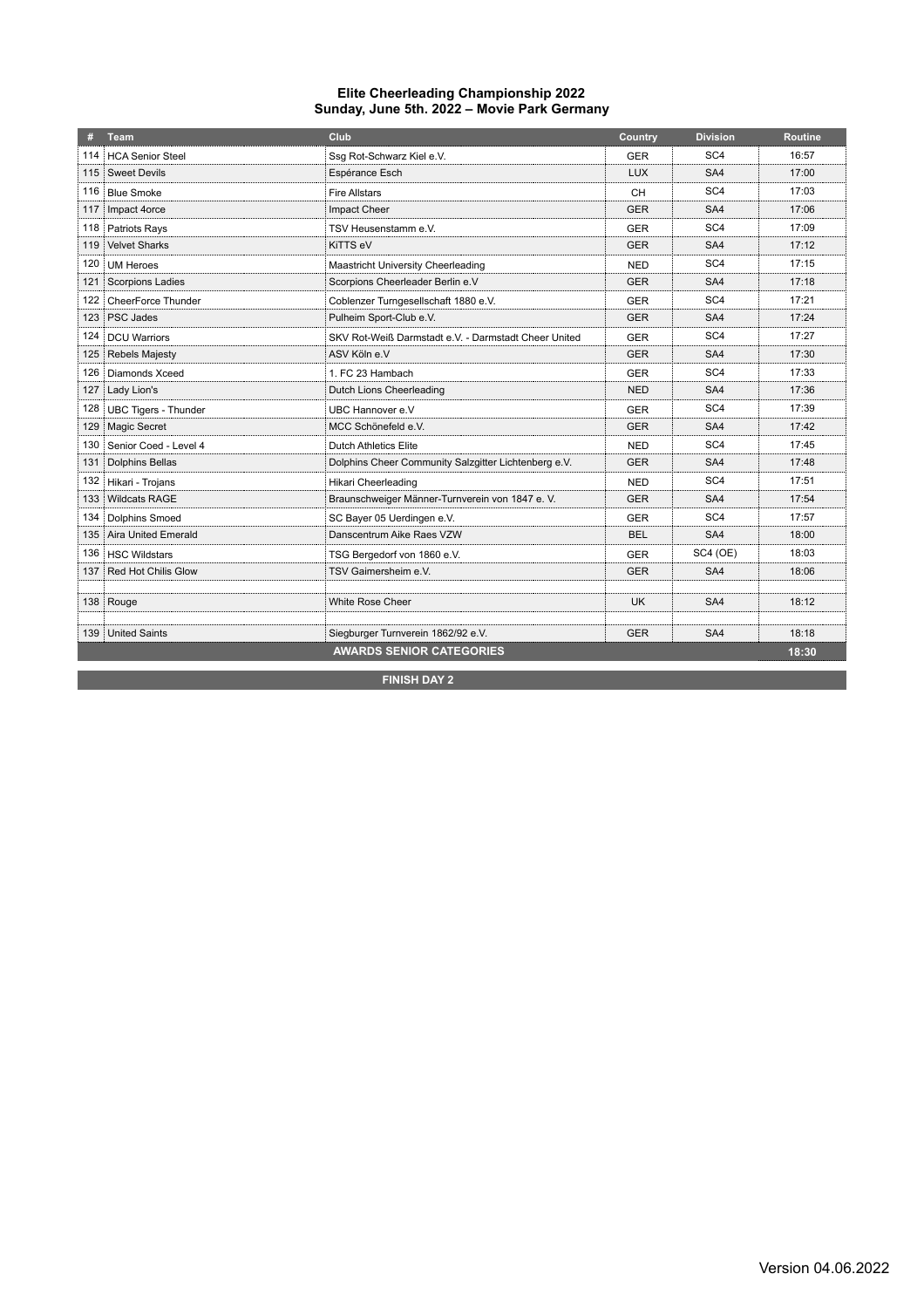**Elite Cheerleading Championship 2022**
**Sunday, June 5th. 2022 – Movie Park Germany**

| # | Team | Club | Country | Division | Routine |
|---|---|---|---|---|---|
| 114 | HCA Senior Steel | Ssg Rot-Schwarz Kiel e.V. | GER | SC4 | 16:57 |
| 115 | Sweet Devils | Espérance Esch | LUX | SA4 | 17:00 |
| 116 | Blue Smoke | Fire Allstars | CH | SC4 | 17:03 |
| 117 | Impact 4orce | Impact Cheer | GER | SA4 | 17:06 |
| 118 | Patriots Rays | TSV Heusenstamm e.V. | GER | SC4 | 17:09 |
| 119 | Velvet Sharks | KiTTS eV | GER | SA4 | 17:12 |
| 120 | UM Heroes | Maastricht University Cheerleading | NED | SC4 | 17:15 |
| 121 | Scorpions Ladies | Scorpions Cheerleader Berlin e.V | GER | SA4 | 17:18 |
| 122 | CheerForce Thunder | Coblenzer Turngesellschaft 1880 e.V. | GER | SC4 | 17:21 |
| 123 | PSC Jades | Pulheim Sport-Club e.V. | GER | SA4 | 17:24 |
| 124 | DCU Warriors | SKV Rot-Weiß Darmstadt e.V. - Darmstadt Cheer United | GER | SC4 | 17:27 |
| 125 | Rebels Majesty | ASV Köln e.V | GER | SA4 | 17:30 |
| 126 | Diamonds Xceed | 1. FC 23 Hambach | GER | SC4 | 17:33 |
| 127 | Lady Lion's | Dutch Lions Cheerleading | NED | SA4 | 17:36 |
| 128 | UBC Tigers - Thunder | UBC Hannover e.V | GER | SC4 | 17:39 |
| 129 | Magic Secret | MCC Schönefeld e.V. | GER | SA4 | 17:42 |
| 130 | Senior Coed - Level 4 | Dutch Athletics Elite | NED | SC4 | 17:45 |
| 131 | Dolphins Bellas | Dolphins Cheer Community Salzgitter Lichtenberg e.V. | GER | SA4 | 17:48 |
| 132 | Hikari - Trojans | Hikari Cheerleading | NED | SC4 | 17:51 |
| 133 | Wildcats RAGE | Braunschweiger Männer-Turnverein von 1847 e. V. | GER | SA4 | 17:54 |
| 134 | Dolphins Smoed | SC Bayer 05 Uerdingen e.V. | GER | SC4 | 17:57 |
| 135 | Aira United Emerald | Danscentrum Aike Raes VZW | BEL | SA4 | 18:00 |
| 136 | HSC Wildstars | TSG Bergedorf von 1860 e.V. | GER | SC4 (OE) | 18:03 |
| 137 | Red Hot Chilis Glow | TSV Gaimersheim e.V. | GER | SA4 | 18:06 |
| | | | | | |
| 138 | Rouge | White Rose Cheer | UK | SA4 | 18:12 |
| | | | | | |
| 139 | United Saints | Siegburger Turnverein 1862/92 e.V. | GER | SA4 | 18:18 |
| | | **AWARDS SENIOR CATEGORIES** | | | **18:30** |

**FINISH DAY 2**

Version 04.06.2022